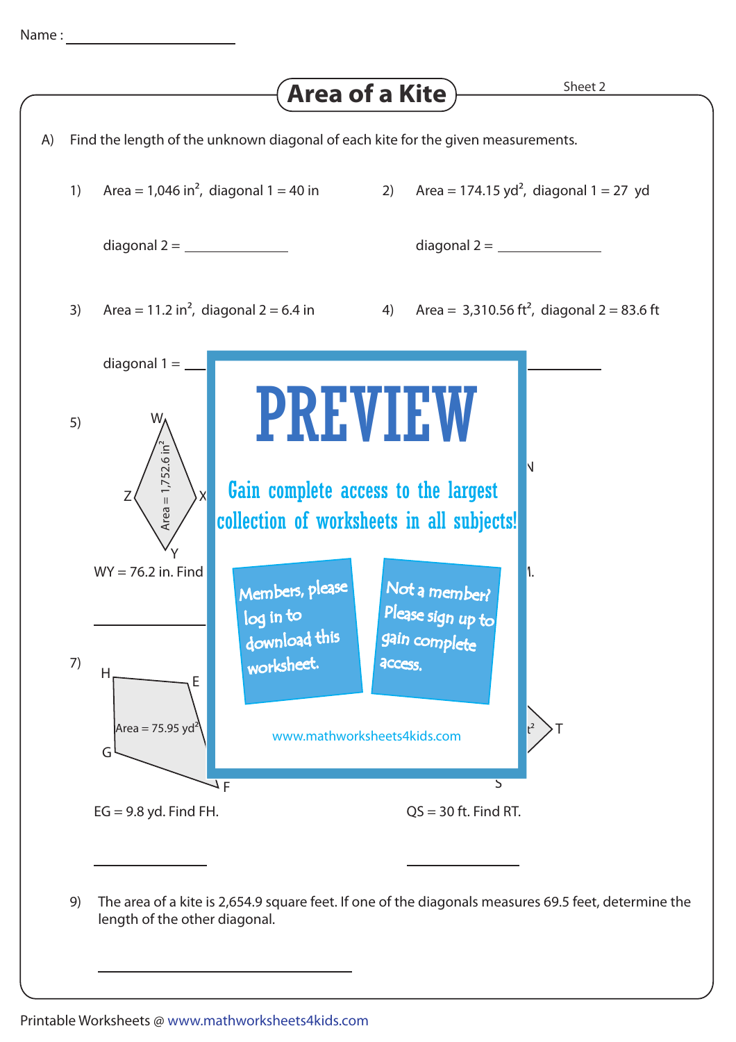Name : ____________________

# Area of a Kite

Sheet 2

A) Find the length of the unknown diagonal of each kite for the given measurements.

1) Area = 1,046 $in^2$, diagonal 1 = 40 in

diagonal 2 = ____________

2) Area = 174.15 $yd^2$, diagonal 1 = 27 yd

diagonal 2 = ____________

3) Area = 11.2 $in^2$, diagonal 2 = 6.4 in

diagonal 1 = ____________

4) Area = 3,310.56 $ft^2$, diagonal 2 = 83.6 ft

____________

5) W, Z, X, Y — Area = 1,752.6 $in^2$

WY = 76.2 in. Find

____________

**PREVIEW**

Gain complete access to the largest collection of worksheets in all subjects!

Members, please log in to download this worksheet.

Not a member? Please sign up to gain complete access.

www.mathworksheets4kids.com

7) H, E, G, F — Area = 75.95 $yd^2$

EG = 9.8 yd. Find FH.

____________

QS = 30 ft. Find RT.

____________

9) The area of a kite is 2,654.9 square feet. If one of the diagonals measures 69.5 feet, determine the length of the other diagonal.

____________

Printable Worksheets @ www.mathworksheets4kids.com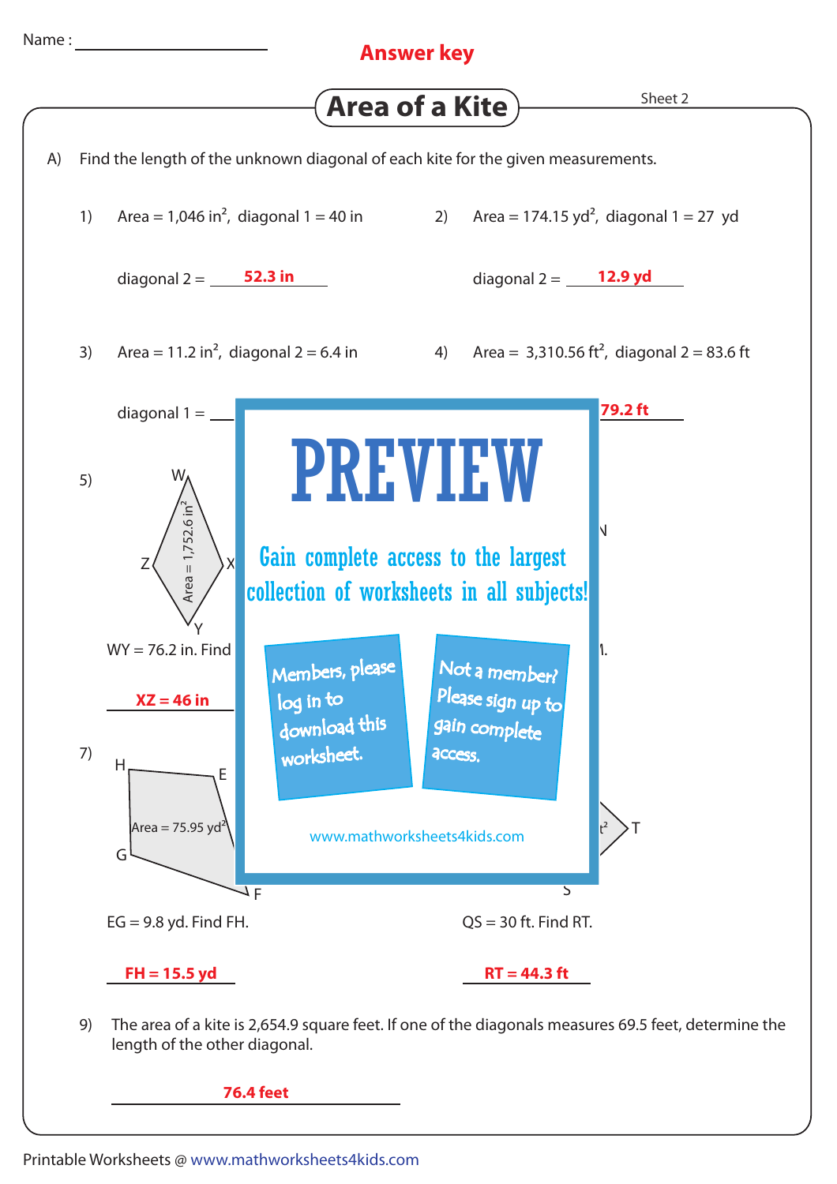Name : ____________________

**Answer key**

# Area of a Kite

Sheet 2

A) Find the length of the unknown diagonal of each kite for the given measurements.

1) Area = 1,046 in$^2$, diagonal 1 = 40 in

diagonal 2 = **52.3 in**

2) Area = 174.15 yd$^2$, diagonal 1 = 27 yd

diagonal 2 = **12.9 yd**

3) Area = 11.2 in$^2$, diagonal 2 = 6.4 in

diagonal 1 = 

4) Area = 3,310.56 ft$^2$, diagonal 2 = 83.6 ft

**79.2 ft**

5) W, X, Y, Z

Area = 1,752.6 in$^2$

WY = 76.2 in. Find

**XZ = 46 in**

N

M.

PREVIEW

Gain complete access to the largest collection of worksheets in all subjects!

Members, please log in to download this worksheet.

Not a member? Please sign up to gain complete access.

www.mathworksheets4kids.com

7) H, E, G, F

Area = 75.95 yd$^2$

EG = 9.8 yd. Find FH.

**FH = 15.5 yd**

T, S

QS = 30 ft. Find RT.

**RT = 44.3 ft**

9) The area of a kite is 2,654.9 square feet. If one of the diagonals measures 69.5 feet, determine the length of the other diagonal.

**76.4 feet**

Printable Worksheets @ www.mathworksheets4kids.com